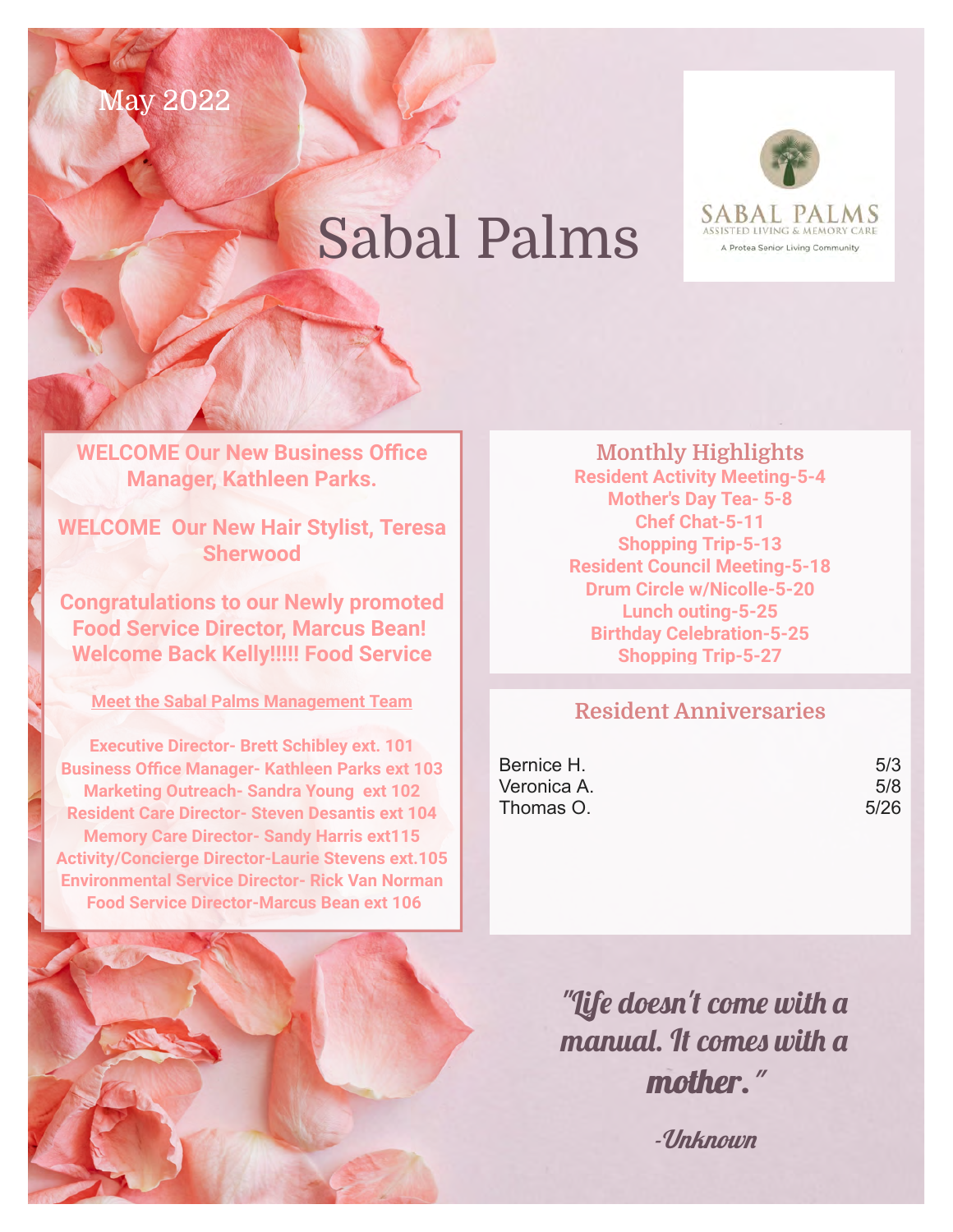May 2022

# Sabal Palms

SABAL PALMS
ASSISTED LIVING & MEMORY CARE
A Protea Senior Living Community

**WELCOME Our New Business Office Manager, Kathleen Parks.**

**WELCOME Our New Hair Stylist, Teresa Sherwood**

**Congratulations to our Newly promoted Food Service Director, Marcus Bean!**
**Welcome Back Kelly!!!!! Food Service**

**Meet the Sabal Palms Management Team**

**Executive Director- Brett Schibley ext. 101**
**Business Office Manager- Kathleen Parks ext 103**
**Marketing Outreach- Sandra Young ext 102**
**Resident Care Director- Steven Desantis ext 104**
**Memory Care Director- Sandy Harris ext115**
**Activity/Concierge Director-Laurie Stevens ext.105**
**Environmental Service Director- Rick Van Norman**
**Food Service Director-Marcus Bean ext 106**

## Monthly Highlights

**Resident Activity Meeting-5-4**
**Mother's Day Tea- 5-8**
**Chef Chat-5-11**
**Shopping Trip-5-13**
**Resident Council Meeting-5-18**
**Drum Circle w/Nicolle-5-20**
**Lunch outing-5-25**
**Birthday Celebration-5-25**
**Shopping Trip-5-27**

## Resident Anniversaries

| | |
|---|---|
| Bernice H. | 5/3 |
| Veronica A. | 5/8 |
| Thomas O. | 5/26 |

*"Life doesn't come with a manual. It comes with a* ***mother.****"*

*-Unknown*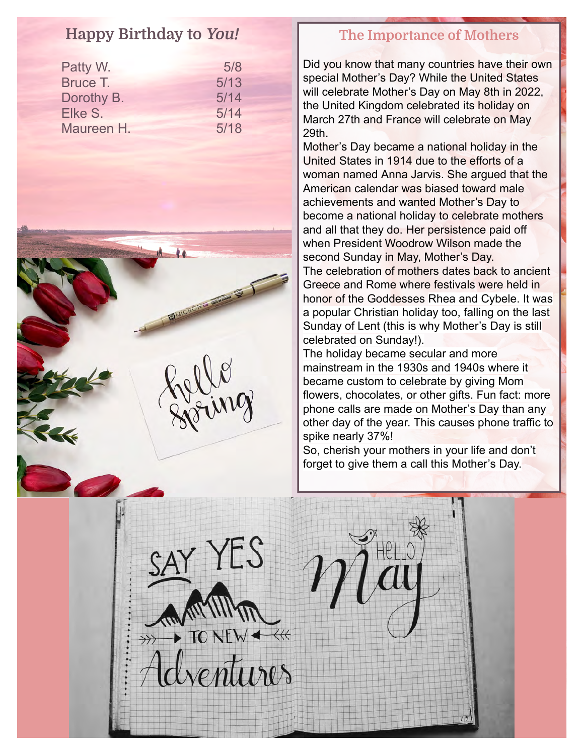## Happy Birthday to *You!*

| | |
|---|---|
| Patty W. | 5/8 |
| Bruce T. | 5/13 |
| Dorothy B. | 5/14 |
| Elke S. | 5/14 |
| Maureen H. | 5/18 |

## The Importance of Mothers

Did you know that many countries have their own special Mother's Day? While the United States will celebrate Mother's Day on May 8th in 2022, the United Kingdom celebrated its holiday on March 27th and France will celebrate on May 29th.

Mother's Day became a national holiday in the United States in 1914 due to the efforts of a woman named Anna Jarvis. She argued that the American calendar was biased toward male achievements and wanted Mother's Day to become a national holiday to celebrate mothers and all that they do. Her persistence paid off when President Woodrow Wilson made the second Sunday in May, Mother's Day.

The celebration of mothers dates back to ancient Greece and Rome where festivals were held in honor of the Goddesses Rhea and Cybele. It was a popular Christian holiday too, falling on the last Sunday of Lent (this is why Mother's Day is still celebrated on Sunday!).

The holiday became secular and more mainstream in the 1930s and 1940s where it became custom to celebrate by giving Mom flowers, chocolates, or other gifts. Fun fact: more phone calls are made on Mother's Day than any other day of the year. This causes phone traffic to spike nearly 37%!

So, cherish your mothers in your life and don't forget to give them a call this Mother's Day.